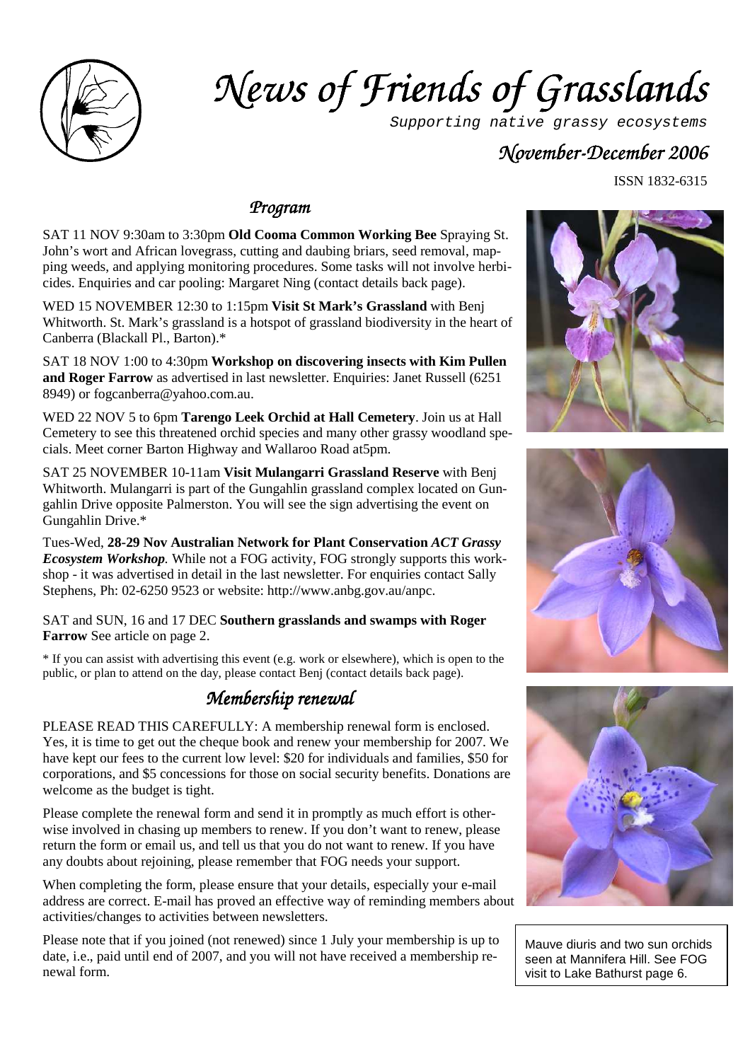# News of Friends of Grasslands

*Supporting native grassy ecosystems*

## November-December 2006

ISSN 1832-6315

## Program

SAT 11 NOV 9:30am to 3:30pm **Old Cooma Common Working Bee** Spraying St. John's wort and African lovegrass, cutting and daubing briars, seed removal, mapping weeds, and applying monitoring procedures. Some tasks will not involve herbicides. Enquiries and car pooling: Margaret Ning (contact details back page).

WED 15 NOVEMBER 12:30 to 1:15pm **Visit St Mark's Grassland** with Benj Whitworth. St. Mark's grassland is a hotspot of grassland biodiversity in the heart of Canberra (Blackall Pl., Barton).*

SAT 18 NOV 1:00 to 4:30pm **Workshop on discovering insects with Kim Pullen and Roger Farrow** as advertised in last newsletter. Enquiries: Janet Russell (6251 8949) or fogcanberra@yahoo.com.au.

WED 22 NOV 5 to 6pm **Tarengo Leek Orchid at Hall Cemetery**. Join us at Hall Cemetery to see this threatened orchid species and many other grassy woodland specials. Meet corner Barton Highway and Wallaroo Road at5pm.

SAT 25 NOVEMBER 10-11am **Visit Mulangarri Grassland Reserve** with Benj Whitworth. Mulangarri is part of the Gungahlin grassland complex located on Gungahlin Drive opposite Palmerston. You will see the sign advertising the event on Gungahlin Drive.*

Tues-Wed, **28-29 Nov Australian Network for Plant Conservation** ***ACT Grassy Ecosystem Workshop***. While not a FOG activity, FOG strongly supports this workshop - it was advertised in detail in the last newsletter. For enquiries contact Sally Stephens, Ph: 02-6250 9523 or website: http://www.anbg.gov.au/anpc.

SAT and SUN, 16 and 17 DEC **Southern grasslands and swamps with Roger Farrow** See article on page 2.

* If you can assist with advertising this event (e.g. work or elsewhere), which is open to the public, or plan to attend on the day, please contact Benj (contact details back page).

## Membership renewal

PLEASE READ THIS CAREFULLY: A membership renewal form is enclosed. Yes, it is time to get out the cheque book and renew your membership for 2007. We have kept our fees to the current low level: $20 for individuals and families, $50 for corporations, and $5 concessions for those on social security benefits. Donations are welcome as the budget is tight.

Please complete the renewal form and send it in promptly as much effort is otherwise involved in chasing up members to renew. If you don't want to renew, please return the form or email us, and tell us that you do not want to renew. If you have any doubts about rejoining, please remember that FOG needs your support.

When completing the form, please ensure that your details, especially your e-mail address are correct. E-mail has proved an effective way of reminding members about activities/changes to activities between newsletters.

Please note that if you joined (not renewed) since 1 July your membership is up to date, i.e., paid until end of 2007, and you will not have received a membership renewal form.

Mauve diuris and two sun orchids seen at Mannifera Hill. See FOG visit to Lake Bathurst page 6.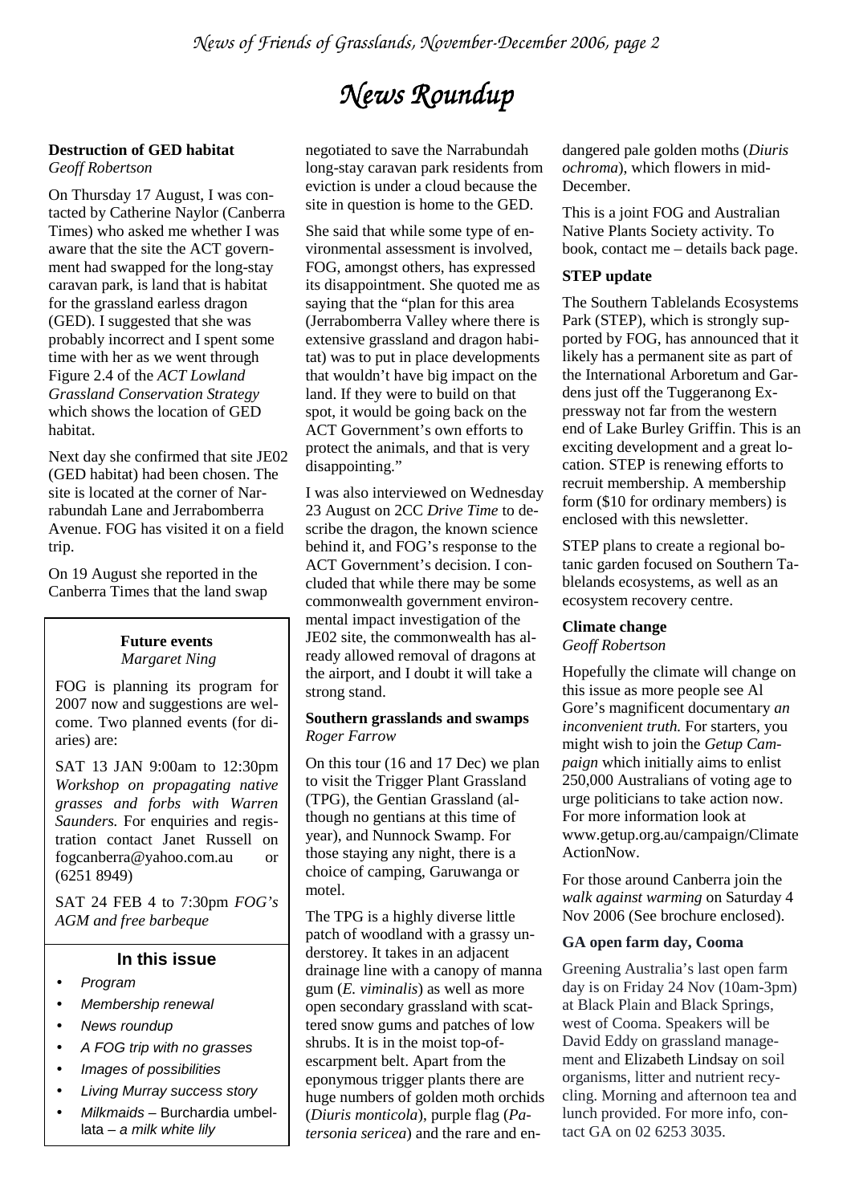# News Roundup

**Destruction of GED habitat**
*Geoff Robertson*

On Thursday 17 August, I was contacted by Catherine Naylor (Canberra Times) who asked me whether I was aware that the site the ACT government had swapped for the long-stay caravan park, is land that is habitat for the grassland earless dragon (GED). I suggested that she was probably incorrect and I spent some time with her as we went through Figure 2.4 of the *ACT Lowland Grassland Conservation Strategy* which shows the location of GED habitat.

Next day she confirmed that site JE02 (GED habitat) had been chosen. The site is located at the corner of Narrabundah Lane and Jerrabomberra Avenue. FOG has visited it on a field trip.

On 19 August she reported in the Canberra Times that the land swap negotiated to save the Narrabundah long-stay caravan park residents from eviction is under a cloud because the site in question is home to the GED.

She said that while some type of environmental assessment is involved, FOG, amongst others, has expressed its disappointment. She quoted me as saying that the "plan for this area (Jerrabomberra Valley where there is extensive grassland and dragon habitat) was to put in place developments that wouldn't have big impact on the land. If they were to build on that spot, it would be going back on the ACT Government's own efforts to protect the animals, and that is very disappointing."

I was also interviewed on Wednesday 23 August on 2CC *Drive Time* to describe the dragon, the known science behind it, and FOG's response to the ACT Government's decision. I concluded that while there may be some commonwealth government environmental impact investigation of the JE02 site, the commonwealth has already allowed removal of dragons at the airport, and I doubt it will take a strong stand.

**Future events**
*Margaret Ning*

FOG is planning its program for 2007 now and suggestions are welcome. Two planned events (for diaries) are:

SAT 13 JAN 9:00am to 12:30pm *Workshop on propagating native grasses and forbs with Warren Saunders.* For enquiries and registration contact Janet Russell on fogcanberra@yahoo.com.au or (6251 8949)

SAT 24 FEB 4 to 7:30pm *FOG's AGM and free barbeque*

**In this issue**

- *Program*
- *Membership renewal*
- *News roundup*
- *A FOG trip with no grasses*
- *Images of possibilities*
- *Living Murray success story*
- *Milkmaids* – Burchardia umbellata – *a milk white lily*

**Southern grasslands and swamps**
*Roger Farrow*

On this tour (16 and 17 Dec) we plan to visit the Trigger Plant Grassland (TPG), the Gentian Grassland (although no gentians at this time of year), and Nunnock Swamp. For those staying any night, there is a choice of camping, Garuwanga or motel.

The TPG is a highly diverse little patch of woodland with a grassy understorey. It takes in an adjacent drainage line with a canopy of manna gum (*E. viminalis*) as well as more open secondary grassland with scattered snow gums and patches of low shrubs. It is in the moist top-of-escarpment belt. Apart from the eponymous trigger plants there are huge numbers of golden moth orchids (*Diuris monticola*), purple flag (*Patersonia sericea*) and the rare and endangered pale golden moths (*Diuris ochroma*), which flowers in mid-December.

This is a joint FOG and Australian Native Plants Society activity. To book, contact me – details back page.

**STEP update**

The Southern Tablelands Ecosystems Park (STEP), which is strongly supported by FOG, has announced that it likely has a permanent site as part of the International Arboretum and Gardens just off the Tuggeranong Expressway not far from the western end of Lake Burley Griffin. This is an exciting development and a great location. STEP is renewing efforts to recruit membership. A membership form ($10 for ordinary members) is enclosed with this newsletter.

STEP plans to create a regional botanic garden focused on Southern Tablelands ecosystems, as well as an ecosystem recovery centre.

**Climate change**
*Geoff Robertson*

Hopefully the climate will change on this issue as more people see Al Gore's magnificent documentary *an inconvenient truth.* For starters, you might wish to join the *Getup Campaign* which initially aims to enlist 250,000 Australians of voting age to urge politicians to take action now. For more information look at www.getup.org.au/campaign/ClimateActionNow.

For those around Canberra join the *walk against warming* on Saturday 4 Nov 2006 (See brochure enclosed).

**GA open farm day, Cooma**

Greening Australia's last open farm day is on Friday 24 Nov (10am-3pm) at Black Plain and Black Springs, west of Cooma. Speakers will be David Eddy on grassland management and Elizabeth Lindsay on soil organisms, litter and nutrient recycling. Morning and afternoon tea and lunch provided. For more info, contact GA on 02 6253 3035.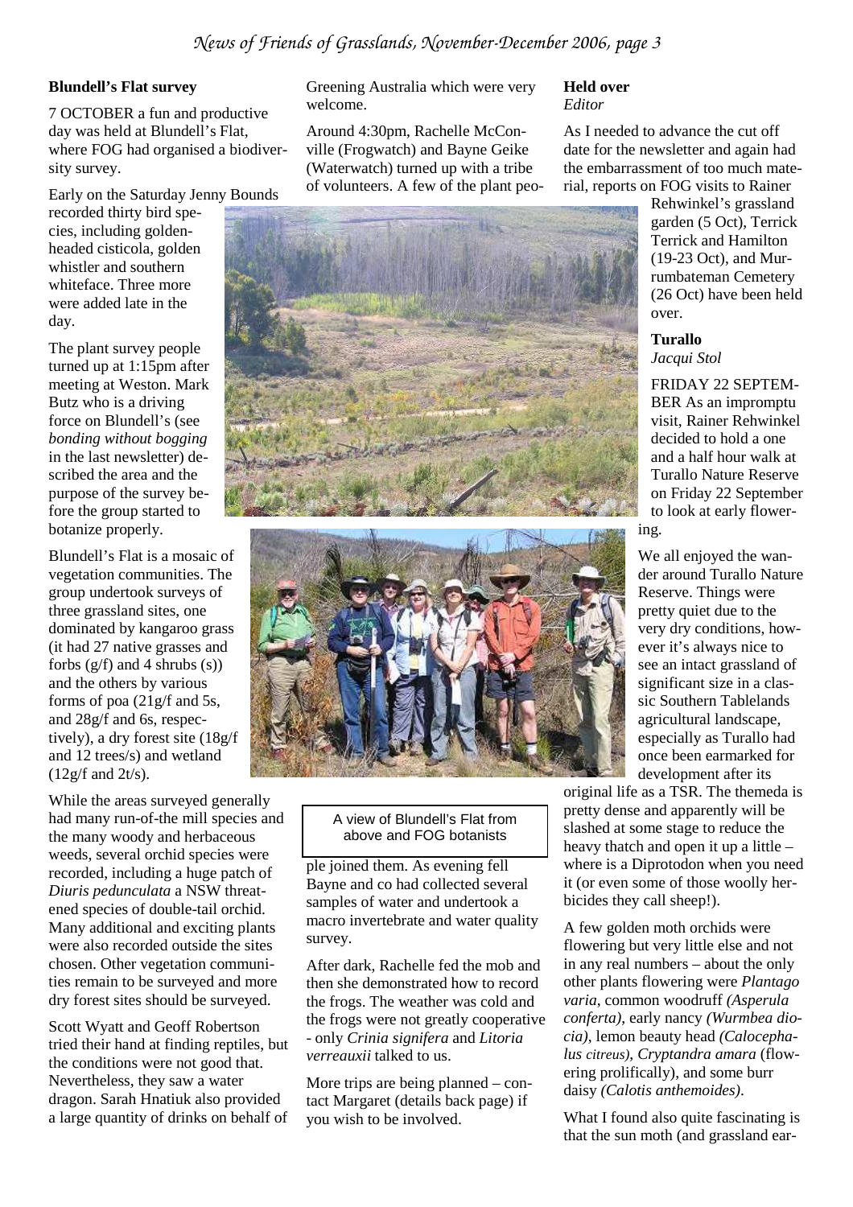## Blundell's Flat survey

7 OCTOBER a fun and productive day was held at Blundell's Flat, where FOG had organised a biodiversity survey.

Early on the Saturday Jenny Bounds recorded thirty bird species, including golden-headed cisticola, golden whistler and southern whiteface. Three more were added late in the day.

The plant survey people turned up at 1:15pm after meeting at Weston. Mark Butz who is a driving force on Blundell's (see *bonding without bogging* in the last newsletter) described the area and the purpose of the survey before the group started to botanize properly.

Blundell's Flat is a mosaic of vegetation communities. The group undertook surveys of three grassland sites, one dominated by kangaroo grass (it had 27 native grasses and forbs (g/f) and 4 shrubs (s)) and the others by various forms of poa (21g/f and 5s, and 28g/f and 6s, respectively), a dry forest site (18g/f and 12 trees/s) and wetland (12g/f and 2t/s).

While the areas surveyed generally had many run-of-the mill species and the many woody and herbaceous weeds, several orchid species were recorded, including a huge patch of *Diuris pedunculata* a NSW threatened species of double-tail orchid. Many additional and exciting plants were also recorded outside the sites chosen. Other vegetation communities remain to be surveyed and more dry forest sites should be surveyed.

Scott Wyatt and Geoff Robertson tried their hand at finding reptiles, but the conditions were not good that. Nevertheless, they saw a water dragon. Sarah Hnatiuk also provided a large quantity of drinks on behalf of Greening Australia which were very welcome.

Around 4:30pm, Rachelle McConville (Frogwatch) and Bayne Geike (Waterwatch) turned up with a tribe of volunteers. A few of the plant people joined them. As evening fell Bayne and co had collected several samples of water and undertook a macro invertebrate and water quality survey.

After dark, Rachelle fed the mob and then she demonstrated how to record the frogs. The weather was cold and the frogs were not greatly cooperative - only *Crinia signifera* and *Litoria verreauxii* talked to us.

More trips are being planned – contact Margaret (details back page) if you wish to be involved.

A view of Blundell's Flat from above and FOG botanists

## Held over

*Editor*

As I needed to advance the cut off date for the newsletter and again had the embarrassment of too much material, reports on FOG visits to Rainer Rehwinkel's grassland garden (5 Oct), Terrick Terrick and Hamilton (19-23 Oct), and Murrumbateman Cemetery (26 Oct) have been held over.

## Turallo

*Jacqui Stol*

FRIDAY 22 SEPTEMBER As an impromptu visit, Rainer Rehwinkel decided to hold a one and a half hour walk at Turallo Nature Reserve on Friday 22 September to look at early flowering.

We all enjoyed the wander around Turallo Nature Reserve. Things were pretty quiet due to the very dry conditions, however it's always nice to see an intact grassland of significant size in a classic Southern Tablelands agricultural landscape, especially as Turallo had once been earmarked for development after its original life as a TSR. The themeda is pretty dense and apparently will be slashed at some stage to reduce the heavy thatch and open it up a little – where is a Diprotodon when you need it (or even some of those woolly herbicides they call sheep!).

A few golden moth orchids were flowering but very little else and not in any real numbers – about the only other plants flowering were *Plantago varia*, common woodruff *(Asperula conferta)*, early nancy *(Wurmbea dioica)*, lemon beauty head *(Calocephalus citreus)*, *Cryptandra amara* (flowering prolifically), and some burr daisy *(Calotis anthemoides)*.

What I found also quite fascinating is that the sun moth (and grassland ear-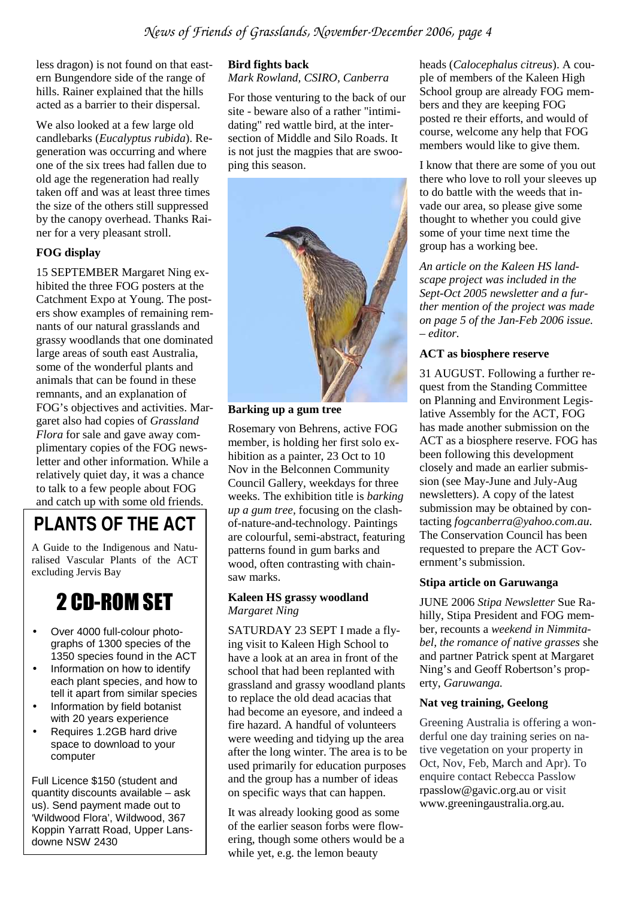less dragon) is not found on that eastern Bungendore side of the range of hills. Rainer explained that the hills acted as a barrier to their dispersal.

We also looked at a few large old candlebarks (*Eucalyptus rubida*). Regeneration was occurring and where one of the six trees had fallen due to old age the regeneration had really taken off and was at least three times the size of the others still suppressed by the canopy overhead. Thanks Rainer for a very pleasant stroll.

### FOG display

15 SEPTEMBER Margaret Ning exhibited the three FOG posters at the Catchment Expo at Young. The posters show examples of remaining remnants of our natural grasslands and grassy woodlands that one dominated large areas of south east Australia, some of the wonderful plants and animals that can be found in these remnants, and an explanation of FOG's objectives and activities. Margaret also had copies of *Grassland Flora* for sale and gave away complimentary copies of the FOG newsletter and other information. While a relatively quiet day, it was a chance to talk to a few people about FOG and catch up with some old friends.

## PLANTS OF THE ACT

A Guide to the Indigenous and Naturalised Vascular Plants of the ACT excluding Jervis Bay

## 2 CD-ROM SET

- Over 4000 full-colour photographs of 1300 species of the 1350 species found in the ACT
- Information on how to identify each plant species, and how to tell it apart from similar species
- Information by field botanist with 20 years experience
- Requires 1.2GB hard drive space to download to your computer

Full Licence $150 (student and quantity discounts available – ask us). Send payment made out to 'Wildwood Flora', Wildwood, 367 Koppin Yarratt Road, Upper Lansdowne NSW 2430

### Bird fights back

*Mark Rowland, CSIRO, Canberra*

For those venturing to the back of our site - beware also of a rather "intimidating" red wattle bird, at the intersection of Middle and Silo Roads. It is not just the magpies that are swooping this season.

### Barking up a gum tree

Rosemary von Behrens, active FOG member, is holding her first solo exhibition as a painter, 23 Oct to 10 Nov in the Belconnen Community Council Gallery, weekdays for three weeks. The exhibition title is *barking up a gum tree*, focusing on the clash-of-nature-and-technology. Paintings are colourful, semi-abstract, featuring patterns found in gum barks and wood, often contrasting with chainsaw marks.

### Kaleen HS grassy woodland

*Margaret Ning*

SATURDAY 23 SEPT I made a flying visit to Kaleen High School to have a look at an area in front of the school that had been replanted with grassland and grassy woodland plants to replace the old dead acacias that had become an eyesore, and indeed a fire hazard. A handful of volunteers were weeding and tidying up the area after the long winter. The area is to be used primarily for education purposes and the group has a number of ideas on specific ways that can happen.

It was already looking good as some of the earlier season forbs were flowering, though some others would be a while yet, e.g. the lemon beauty heads (*Calocephalus citreus*). A couple of members of the Kaleen High School group are already FOG members and they are keeping FOG posted re their efforts, and would of course, welcome any help that FOG members would like to give them.

I know that there are some of you out there who love to roll your sleeves up to do battle with the weeds that invade our area, so please give some thought to whether you could give some of your time next time the group has a working bee.

*An article on the Kaleen HS landscape project was included in the Sept-Oct 2005 newsletter and a further mention of the project was made on page 5 of the Jan-Feb 2006 issue. – editor.*

### ACT as biosphere reserve

31 AUGUST. Following a further request from the Standing Committee on Planning and Environment Legislative Assembly for the ACT, FOG has made another submission on the ACT as a biosphere reserve. FOG has been following this development closely and made an earlier submission (see May-June and July-Aug newsletters). A copy of the latest submission may be obtained by contacting *fogcanberra@yahoo.com.au*. The Conservation Council has been requested to prepare the ACT Government's submission.

### Stipa article on Garuwanga

JUNE 2006 *Stipa Newsletter* Sue Rahilly, Stipa President and FOG member, recounts a *weekend in Nimmitabel, the romance of native grasses* she and partner Patrick spent at Margaret Ning's and Geoff Robertson's property, *Garuwanga.*

### Nat veg training, Geelong

Greening Australia is offering a wonderful one day training series on native vegetation on your property in Oct, Nov, Feb, March and Apr). To enquire contact Rebecca Passlow rpasslow@gavic.org.au or visit www.greeningaustralia.org.au.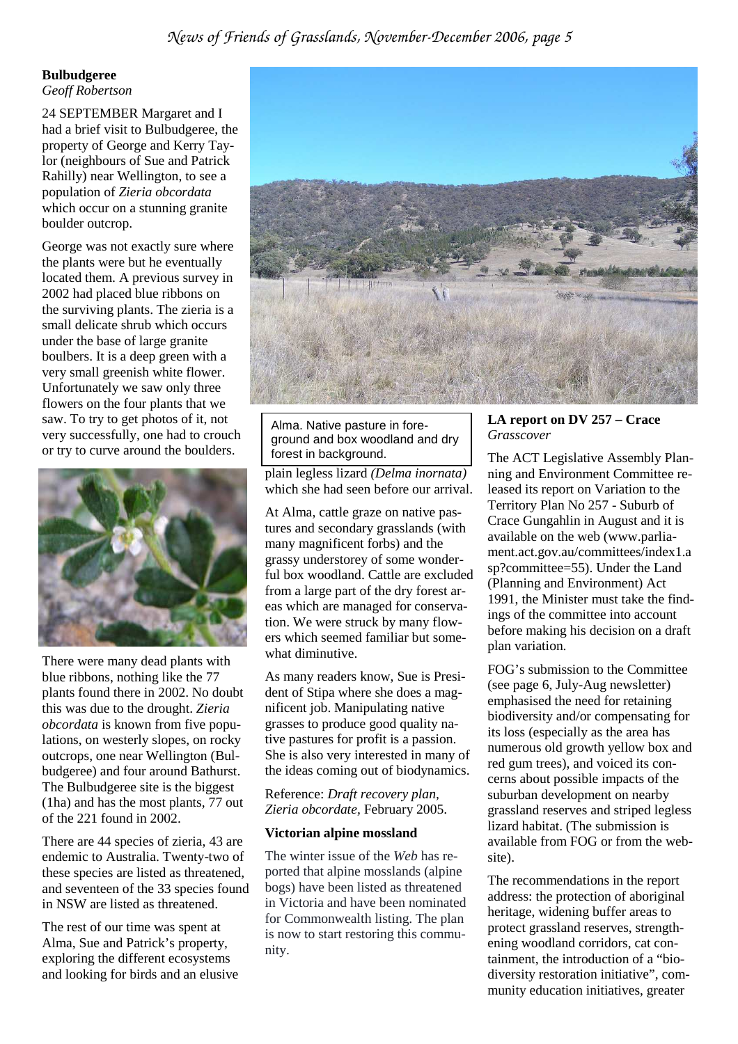## Bulbudgeree

*Geoff Robertson*

24 SEPTEMBER Margaret and I had a brief visit to Bulbudgeree, the property of George and Kerry Taylor (neighbours of Sue and Patrick Rahilly) near Wellington, to see a population of *Zieria obcordata* which occur on a stunning granite boulder outcrop.

George was not exactly sure where the plants were but he eventually located them. A previous survey in 2002 had placed blue ribbons on the surviving plants. The zieria is a small delicate shrub which occurs under the base of large granite boulbers. It is a deep green with a very small greenish white flower. Unfortunately we saw only three flowers on the four plants that we saw. To try to get photos of it, not very successfully, one had to crouch or try to curve around the boulders.

There were many dead plants with blue ribbons, nothing like the 77 plants found there in 2002. No doubt this was due to the drought. *Zieria obcordata* is known from five populations, on westerly slopes, on rocky outcrops, one near Wellington (Bulbudgeree) and four around Bathurst. The Bulbudgeree site is the biggest (1ha) and has the most plants, 77 out of the 221 found in 2002.

There are 44 species of zieria, 43 are endemic to Australia. Twenty-two of these species are listed as threatened, and seventeen of the 33 species found in NSW are listed as threatened.

The rest of our time was spent at Alma, Sue and Patrick's property, exploring the different ecosystems and looking for birds and an elusive plain legless lizard *(Delma inornata)* which she had seen before our arrival.

Alma. Native pasture in foreground and box woodland and dry forest in background.

At Alma, cattle graze on native pastures and secondary grasslands (with many magnificent forbs) and the grassy understorey of some wonderful box woodland. Cattle are excluded from a large part of the dry forest areas which are managed for conservation. We were struck by many flowers which seemed familiar but somewhat diminutive.

As many readers know, Sue is President of Stipa where she does a magnificent job. Manipulating native grasses to produce good quality native pastures for profit is a passion. She is also very interested in many of the ideas coming out of biodynamics.

Reference: *Draft recovery plan, Zieria obcordate*, February 2005.

## Victorian alpine mossland

The winter issue of the *Web* has reported that alpine mosslands (alpine bogs) have been listed as threatened in Victoria and have been nominated for Commonwealth listing. The plan is now to start restoring this community.

## LA report on DV 257 – Crace

*Grasscover*

The ACT Legislative Assembly Planning and Environment Committee released its report on Variation to the Territory Plan No 257 - Suburb of Crace Gungahlin in August and it is available on the web (www.parliament.act.gov.au/committees/index1.asp?committee=55). Under the Land (Planning and Environment) Act 1991, the Minister must take the findings of the committee into account before making his decision on a draft plan variation.

FOG's submission to the Committee (see page 6, July-Aug newsletter) emphasised the need for retaining biodiversity and/or compensating for its loss (especially as the area has numerous old growth yellow box and red gum trees), and voiced its concerns about possible impacts of the suburban development on nearby grassland reserves and striped legless lizard habitat. (The submission is available from FOG or from the website).

The recommendations in the report address: the protection of aboriginal heritage, widening buffer areas to protect grassland reserves, strengthening woodland corridors, cat containment, the introduction of a "biodiversity restoration initiative", community education initiatives, greater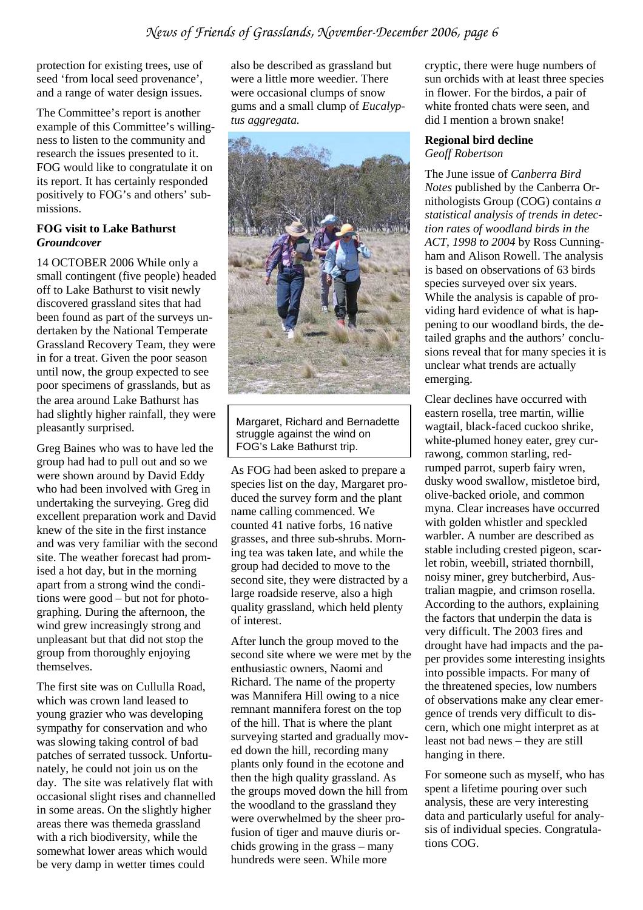protection for existing trees, use of seed 'from local seed provenance', and a range of water design issues.

The Committee's report is another example of this Committee's willingness to listen to the community and research the issues presented to it. FOG would like to congratulate it on its report. It has certainly responded positively to FOG's and others' submissions.

### FOG visit to Lake Bathurst

***Groundcover***

14 OCTOBER 2006 While only a small contingent (five people) headed off to Lake Bathurst to visit newly discovered grassland sites that had been found as part of the surveys undertaken by the National Temperate Grassland Recovery Team, they were in for a treat. Given the poor season until now, the group expected to see poor specimens of grasslands, but as the area around Lake Bathurst has had slightly higher rainfall, they were pleasantly surprised.

Greg Baines who was to have led the group had had to pull out and so we were shown around by David Eddy who had been involved with Greg in undertaking the surveying. Greg did excellent preparation work and David knew of the site in the first instance and was very familiar with the second site. The weather forecast had promised a hot day, but in the morning apart from a strong wind the conditions were good – but not for photographing. During the afternoon, the wind grew increasingly strong and unpleasant but that did not stop the group from thoroughly enjoying themselves.

The first site was on Cullulla Road, which was crown land leased to young grazier who was developing sympathy for conservation and who was slowing taking control of bad patches of serrated tussock. Unfortunately, he could not join us on the day. The site was relatively flat with occasional slight rises and channelled in some areas. On the slightly higher areas there was themeda grassland with a rich biodiversity, while the somewhat lower areas which would be very damp in wetter times could also be described as grassland but were a little more weedier. There were occasional clumps of snow gums and a small clump of *Eucalyptus aggregata.*

Margaret, Richard and Bernadette struggle against the wind on FOG's Lake Bathurst trip.

As FOG had been asked to prepare a species list on the day, Margaret produced the survey form and the plant name calling commenced. We counted 41 native forbs, 16 native grasses, and three sub-shrubs. Morning tea was taken late, and while the group had decided to move to the second site, they were distracted by a large roadside reserve, also a high quality grassland, which held plenty of interest.

After lunch the group moved to the second site where we were met by the enthusiastic owners, Naomi and Richard. The name of the property was Mannifera Hill owing to a nice remnant mannifera forest on the top of the hill. That is where the plant surveying started and gradually moved down the hill, recording many plants only found in the ecotone and then the high quality grassland. As the groups moved down the hill from the woodland to the grassland they were overwhelmed by the sheer profusion of tiger and mauve diuris orchids growing in the grass – many hundreds were seen. While more cryptic, there were huge numbers of sun orchids with at least three species in flower. For the birdos, a pair of white fronted chats were seen, and did I mention a brown snake!

### Regional bird decline

*Geoff Robertson*

The June issue of *Canberra Bird Notes* published by the Canberra Ornithologists Group (COG) contains *a statistical analysis of trends in detection rates of woodland birds in the ACT, 1998 to 2004* by Ross Cunningham and Alison Rowell. The analysis is based on observations of 63 birds species surveyed over six years. While the analysis is capable of providing hard evidence of what is happening to our woodland birds, the detailed graphs and the authors' conclusions reveal that for many species it is unclear what trends are actually emerging.

Clear declines have occurred with eastern rosella, tree martin, willie wagtail, black-faced cuckoo shrike, white-plumed honey eater, grey currawong, common starling, red-rumped parrot, superb fairy wren, dusky wood swallow, mistletoe bird, olive-backed oriole, and common myna. Clear increases have occurred with golden whistler and speckled warbler. A number are described as stable including crested pigeon, scarlet robin, weebill, striated thornbill, noisy miner, grey butcherbird, Australian magpie, and crimson rosella. According to the authors, explaining the factors that underpin the data is very difficult. The 2003 fires and drought have had impacts and the paper provides some interesting insights into possible impacts. For many of the threatened species, low numbers of observations make any clear emergence of trends very difficult to discern, which one might interpret as at least not bad news – they are still hanging in there.

For someone such as myself, who has spent a lifetime pouring over such analysis, these are very interesting data and particularly useful for analysis of individual species. Congratulations COG.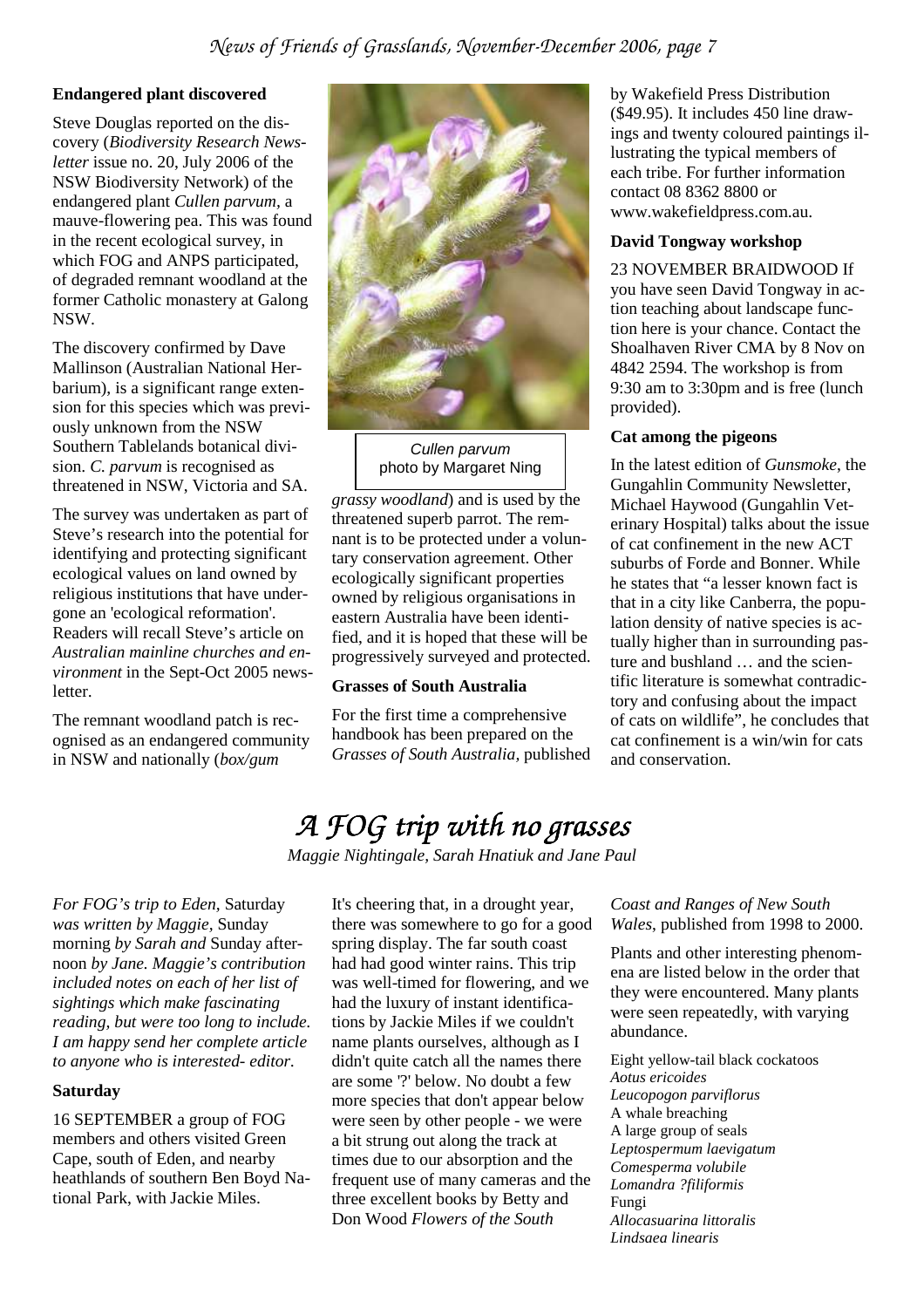### Endangered plant discovered

Steve Douglas reported on the discovery (*Biodiversity Research Newsletter* issue no. 20, July 2006 of the NSW Biodiversity Network) of the endangered plant *Cullen parvum*, a mauve-flowering pea. This was found in the recent ecological survey, in which FOG and ANPS participated, of degraded remnant woodland at the former Catholic monastery at Galong NSW.

The discovery confirmed by Dave Mallinson (Australian National Herbarium), is a significant range extension for this species which was previously unknown from the NSW Southern Tablelands botanical division. *C. parvum* is recognised as threatened in NSW, Victoria and SA.

The survey was undertaken as part of Steve's research into the potential for identifying and protecting significant ecological values on land owned by religious institutions that have undergone an 'ecological reformation'. Readers will recall Steve's article on *Australian mainline churches and environment* in the Sept-Oct 2005 newsletter.

The remnant woodland patch is recognised as an endangered community in NSW and nationally (*box/gum grassy woodland*) and is used by the threatened superb parrot. The remnant is to be protected under a voluntary conservation agreement. Other ecologically significant properties owned by religious organisations in eastern Australia have been identified, and it is hoped that these will be progressively surveyed and protected.

*Cullen parvum*
photo by Margaret Ning

### Grasses of South Australia

For the first time a comprehensive handbook has been prepared on the *Grasses of South Australia*, published by Wakefield Press Distribution ($49.95). It includes 450 line drawings and twenty coloured paintings illustrating the typical members of each tribe. For further information contact 08 8362 8800 or www.wakefieldpress.com.au.

### David Tongway workshop

23 NOVEMBER BRAIDWOOD If you have seen David Tongway in action teaching about landscape function here is your chance. Contact the Shoalhaven River CMA by 8 Nov on 4842 2594. The workshop is from 9:30 am to 3:30pm and is free (lunch provided).

### Cat among the pigeons

In the latest edition of *Gunsmoke*, the Gungahlin Community Newsletter, Michael Haywood (Gungahlin Veterinary Hospital) talks about the issue of cat confinement in the new ACT suburbs of Forde and Bonner. While he states that "a lesser known fact is that in a city like Canberra, the population density of native species is actually higher than in surrounding pasture and bushland … and the scientific literature is somewhat contradictory and confusing about the impact of cats on wildlife", he concludes that cat confinement is a win/win for cats and conservation.

# A FOG trip with no grasses

*Maggie Nightingale, Sarah Hnatiuk and Jane Paul*

*For FOG's trip to Eden,* Saturday *was written by Maggie,* Sunday morning *by Sarah and* Sunday afternoon *by Jane. Maggie's contribution included notes on each of her list of sightings which make fascinating reading, but were too long to include. I am happy send her complete article to anyone who is interested- editor.*

### Saturday

16 SEPTEMBER a group of FOG members and others visited Green Cape, south of Eden, and nearby heathlands of southern Ben Boyd National Park, with Jackie Miles.

It's cheering that, in a drought year, there was somewhere to go for a good spring display. The far south coast had had good winter rains. This trip was well-timed for flowering, and we had the luxury of instant identifications by Jackie Miles if we couldn't name plants ourselves, although as I didn't quite catch all the names there are some '?' below. No doubt a few more species that don't appear below were seen by other people - we were a bit strung out along the track at times due to our absorption and the frequent use of many cameras and the three excellent books by Betty and Don Wood *Flowers of the South Coast and Ranges of New South Wales*, published from 1998 to 2000.

Plants and other interesting phenomena are listed below in the order that they were encountered. Many plants were seen repeatedly, with varying abundance.

Eight yellow-tail black cockatoos
*Aotus ericoides*
*Leucopogon parviflorus*
A whale breaching
A large group of seals
*Leptospermum laevigatum*
*Comesperma volubile*
*Lomandra ?filiformis*
Fungi
*Allocasuarina littoralis*
*Lindsaea linearis*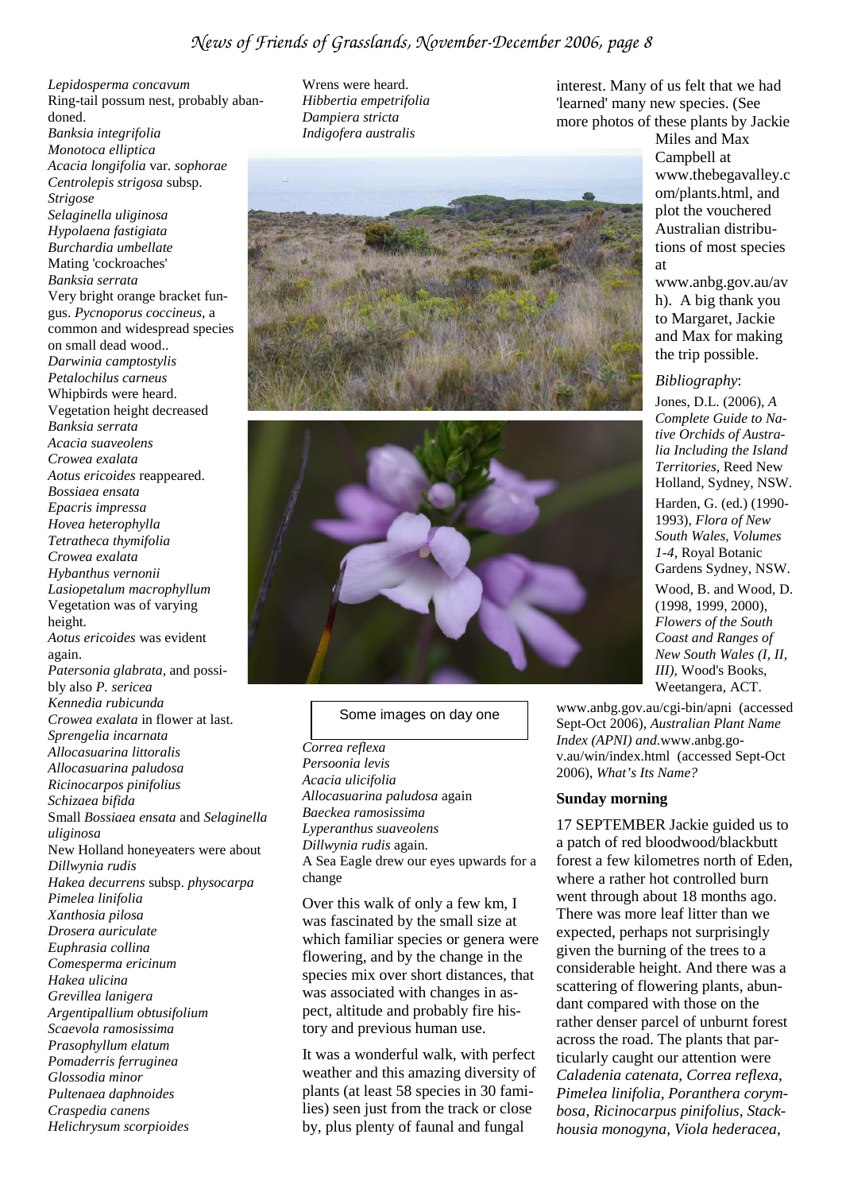*Lepidosperma concavum*
Ring-tail possum nest, probably abandoned.
*Banksia integrifolia*
*Monotoca elliptica*
*Acacia longifolia* var. *sophorae*
*Centrolepis strigosa* subsp. *Strigose*
*Selaginella uliginosa*
*Hypolaena fastigiata*
*Burchardia umbellate*
Mating 'cockroaches'
*Banksia serrata*
Very bright orange bracket fungus. *Pycnoporus coccineus*, a common and widespread species on small dead wood..
*Darwinia camptostylis*
*Petalochilus carneus*
Whipbirds were heard.
Vegetation height decreased
*Banksia serrata*
*Acacia suaveolens*
*Crowea exalata*
*Aotus ericoides* reappeared.
*Bossiaea ensata*
*Epacris impressa*
*Hovea heterophylla*
*Tetratheca thymifolia*
*Crowea exalata*
*Hybanthus vernonii*
*Lasiopetalum macrophyllum*
Vegetation was of varying height.
*Aotus ericoides* was evident again.
*Patersonia glabrata,* and possibly also *P. sericea*
*Kennedia rubicunda*
*Crowea exalata* in flower at last.
*Sprengelia incarnata*
*Allocasuarina littoralis*
*Allocasuarina paludosa*
*Ricinocarpos pinifolius*
*Schizaea bifida*
Small *Bossiaea ensata* and *Selaginella uliginosa*
New Holland honeyeaters were about
*Dillwynia rudis*
*Hakea decurrens* subsp. *physocarpa*
*Pimelea linifolia*
*Xanthosia pilosa*
*Drosera auriculate*
*Euphrasia collina*
*Comesperma ericinum*
*Hakea ulicina*
*Grevillea lanigera*
*Argentipallium obtusifolium*
*Scaevola ramosissima*
*Prasophyllum elatum*
*Pomaderris ferruginea*
*Glossodia minor*
*Pultenaea daphnoides*
*Craspedia canens*
*Helichrysum scorpioides*
Wrens were heard.
*Hibbertia empetrifolia*
*Dampiera stricta*
*Indigofera australis*

Some images on day one

*Correa reflexa*
*Persoonia levis*
*Acacia ulicifolia*
*Allocasuarina paludosa* again
*Baeckea ramosissima*
*Lyperanthus suaveolens*
*Dillwynia rudis* again.
A Sea Eagle drew our eyes upwards for a change

Over this walk of only a few km, I was fascinated by the small size at which familiar species or genera were flowering, and by the change in the species mix over short distances, that was associated with changes in aspect, altitude and probably fire history and previous human use.

It was a wonderful walk, with perfect weather and this amazing diversity of plants (at least 58 species in 30 families) seen just from the track or close by, plus plenty of faunal and fungal interest. Many of us felt that we had 'learned' many new species. (See more photos of these plants by Jackie Miles and Max Campbell at www.thebegavalley.com/plants.html, and plot the vouchered Australian distributions of most species at www.anbg.gov.au/avh). A big thank you to Margaret, Jackie and Max for making the trip possible.

*Bibliography*:

Jones, D.L. (2006), *A Complete Guide to Native Orchids of Australia Including the Island Territories,* Reed New Holland, Sydney, NSW.

Harden, G. (ed.) (1990-1993), *Flora of New South Wales, Volumes 1-4,* Royal Botanic Gardens Sydney, NSW.

Wood, B. and Wood, D. (1998, 1999, 2000), *Flowers of the South Coast and Ranges of New South Wales (I, II, III),* Wood's Books, Weetangera, ACT.

www.anbg.gov.au/cgi-bin/apni (accessed Sept-Oct 2006), *Australian Plant Name Index (APNI) and.*www.anbg.gov.au/win/index.html (accessed Sept-Oct 2006), *What's Its Name?*

**Sunday morning**

17 SEPTEMBER Jackie guided us to a patch of red bloodwood/blackbutt forest a few kilometres north of Eden, where a rather hot controlled burn went through about 18 months ago. There was more leaf litter than we expected, perhaps not surprisingly given the burning of the trees to a considerable height. And there was a scattering of flowering plants, abundant compared with those on the rather denser parcel of unburnt forest across the road. The plants that particularly caught our attention were *Caladenia catenata, Correa reflexa, Pimelea linifolia, Poranthera corymbosa, Ricinocarpus pinifolius, Stackhousia monogyna, Viola hederacea,*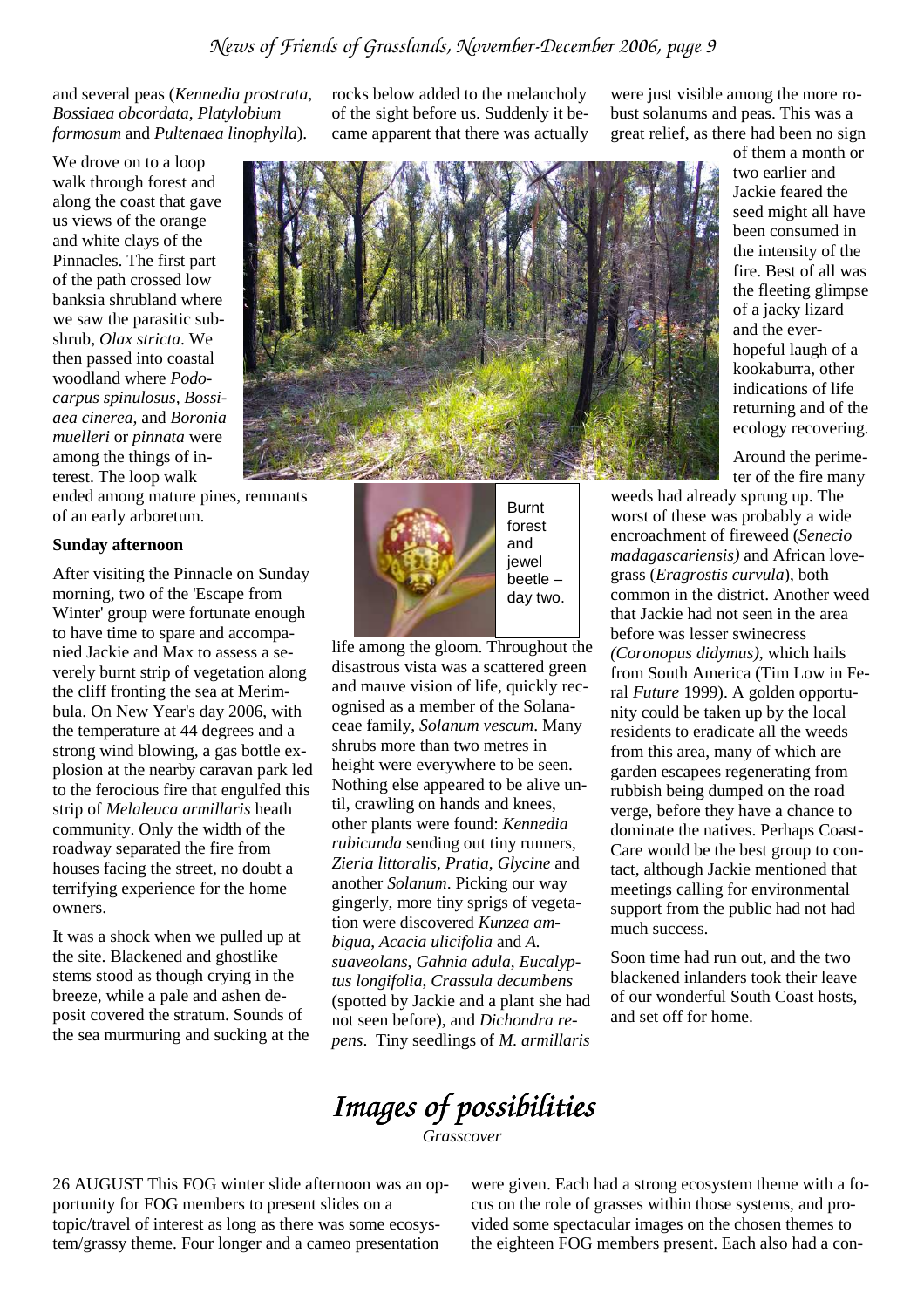and several peas (*Kennedia prostrata*, *Bossiaea obcordata*, *Platylobium formosum* and *Pultenaea linophylla*).

We drove on to a loop walk through forest and along the coast that gave us views of the orange and white clays of the Pinnacles. The first part of the path crossed low banksia shrubland where we saw the parasitic sub-shrub, *Olax stricta*. We then passed into coastal woodland where *Podocarpus spinulosus*, *Bossiaea cinerea*, and *Boronia muelleri* or *pinnata* were among the things of interest. The loop walk ended among mature pines, remnants of an early arboretum.

**Sunday afternoon**

After visiting the Pinnacle on Sunday morning, two of the 'Escape from Winter' group were fortunate enough to have time to spare and accompanied Jackie and Max to assess a severely burnt strip of vegetation along the cliff fronting the sea at Merimbula. On New Year's day 2006, with the temperature at 44 degrees and a strong wind blowing, a gas bottle explosion at the nearby caravan park led to the ferocious fire that engulfed this strip of *Melaleuca armillaris* heath community. Only the width of the roadway separated the fire from houses facing the street, no doubt a terrifying experience for the home owners.

It was a shock when we pulled up at the site. Blackened and ghostlike stems stood as though crying in the breeze, while a pale and ashen deposit covered the stratum. Sounds of the sea murmuring and sucking at the rocks below added to the melancholy of the sight before us. Suddenly it became apparent that there was actually life among the gloom. Throughout the disastrous vista was a scattered green and mauve vision of life, quickly recognised as a member of the Solanaceae family, *Solanum vescum*. Many shrubs more than two metres in height were everywhere to be seen. Nothing else appeared to be alive until, crawling on hands and knees, other plants were found: *Kennedia rubicunda* sending out tiny runners, *Zieria littoralis*, *Pratia*, *Glycine* and another *Solanum*. Picking our way gingerly, more tiny sprigs of vegetation were discovered *Kunzea ambigua*, *Acacia ulicifolia* and *A. suaveolans*, *Gahnia adula*, *Eucalyptus longifolia*, *Crassula decumbens* (spotted by Jackie and a plant she had not seen before), and *Dichondra repens*. Tiny seedlings of *M. armillaris* were just visible among the more robust solanums and peas. This was a great relief, as there had been no sign of them a month or two earlier and Jackie feared the seed might all have been consumed in the intensity of the fire. Best of all was the fleeting glimpse of a jacky lizard and the ever-hopeful laugh of a kookaburra, other indications of life returning and of the ecology recovering.

Burnt forest and jewel beetle – day two.

Around the perimeter of the fire many weeds had already sprung up. The worst of these was probably a wide encroachment of fireweed (*Senecio madagascariensis)* and African lovegrass (*Eragrostis curvula*), both common in the district. Another weed that Jackie had not seen in the area before was lesser swinecress *(Coronopus didymus)*, which hails from South America (Tim Low in Feral *Future* 1999). A golden opportunity could be taken up by the local residents to eradicate all the weeds from this area, many of which are garden escapees regenerating from rubbish being dumped on the road verge, before they have a chance to dominate the natives. Perhaps Coast-Care would be the best group to contact, although Jackie mentioned that meetings calling for environmental support from the public had not had much success.

Soon time had run out, and the two blackened inlanders took their leave of our wonderful South Coast hosts, and set off for home.

# *Images of possibilities*

*Grasscover*

26 AUGUST This FOG winter slide afternoon was an opportunity for FOG members to present slides on a topic/travel of interest as long as there was some ecosystem/grassy theme. Four longer and a cameo presentation were given. Each had a strong ecosystem theme with a focus on the role of grasses within those systems, and provided some spectacular images on the chosen themes to the eighteen FOG members present. Each also had a con-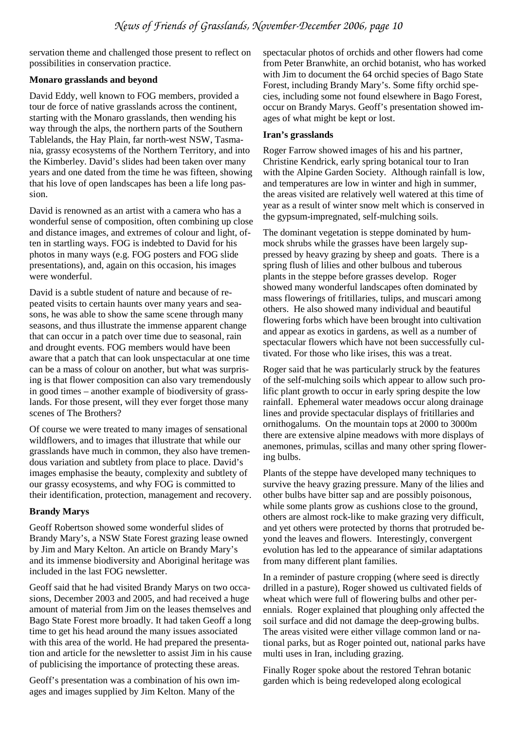servation theme and challenged those present to reflect on possibilities in conservation practice.

**Monaro grasslands and beyond**

David Eddy, well known to FOG members, provided a tour de force of native grasslands across the continent, starting with the Monaro grasslands, then wending his way through the alps, the northern parts of the Southern Tablelands, the Hay Plain, far north-west NSW, Tasmania, grassy ecosystems of the Northern Territory, and into the Kimberley. David's slides had been taken over many years and one dated from the time he was fifteen, showing that his love of open landscapes has been a life long passion.

David is renowned as an artist with a camera who has a wonderful sense of composition, often combining up close and distance images, and extremes of colour and light, often in startling ways. FOG is indebted to David for his photos in many ways (e.g. FOG posters and FOG slide presentations), and, again on this occasion, his images were wonderful.

David is a subtle student of nature and because of repeated visits to certain haunts over many years and seasons, he was able to show the same scene through many seasons, and thus illustrate the immense apparent change that can occur in a patch over time due to seasonal, rain and drought events. FOG members would have been aware that a patch that can look unspectacular at one time can be a mass of colour on another, but what was surprising is that flower composition can also vary tremendously in good times – another example of biodiversity of grasslands. For those present, will they ever forget those many scenes of The Brothers?

Of course we were treated to many images of sensational wildflowers, and to images that illustrate that while our grasslands have much in common, they also have tremendous variation and subtlety from place to place. David's images emphasise the beauty, complexity and subtlety of our grassy ecosystems, and why FOG is committed to their identification, protection, management and recovery.

**Brandy Marys**

Geoff Robertson showed some wonderful slides of Brandy Mary's, a NSW State Forest grazing lease owned by Jim and Mary Kelton. An article on Brandy Mary's and its immense biodiversity and Aboriginal heritage was included in the last FOG newsletter.

Geoff said that he had visited Brandy Marys on two occasions, December 2003 and 2005, and had received a huge amount of material from Jim on the leases themselves and Bago State Forest more broadly. It had taken Geoff a long time to get his head around the many issues associated with this area of the world. He had prepared the presentation and article for the newsletter to assist Jim in his cause of publicising the importance of protecting these areas.

Geoff's presentation was a combination of his own images and images supplied by Jim Kelton. Many of the spectacular photos of orchids and other flowers had come from Peter Branwhite, an orchid botanist, who has worked with Jim to document the 64 orchid species of Bago State Forest, including Brandy Mary's. Some fifty orchid species, including some not found elsewhere in Bago Forest, occur on Brandy Marys. Geoff's presentation showed images of what might be kept or lost.

**Iran's grasslands**

Roger Farrow showed images of his and his partner, Christine Kendrick, early spring botanical tour to Iran with the Alpine Garden Society. Although rainfall is low, and temperatures are low in winter and high in summer, the areas visited were relatively well watered at this time of year as a result of winter snow melt which is conserved in the gypsum-impregnated, self-mulching soils.

The dominant vegetation is steppe dominated by hummock shrubs while the grasses have been largely suppressed by heavy grazing by sheep and goats. There is a spring flush of lilies and other bulbous and tuberous plants in the steppe before grasses develop. Roger showed many wonderful landscapes often dominated by mass flowerings of fritillaries, tulips, and muscari among others. He also showed many individual and beautiful flowering forbs which have been brought into cultivation and appear as exotics in gardens, as well as a number of spectacular flowers which have not been successfully cultivated. For those who like irises, this was a treat.

Roger said that he was particularly struck by the features of the self-mulching soils which appear to allow such prolific plant growth to occur in early spring despite the low rainfall. Ephemeral water meadows occur along drainage lines and provide spectacular displays of fritillaries and ornithogalums. On the mountain tops at 2000 to 3000m there are extensive alpine meadows with more displays of anemones, primulas, scillas and many other spring flowering bulbs.

Plants of the steppe have developed many techniques to survive the heavy grazing pressure. Many of the lilies and other bulbs have bitter sap and are possibly poisonous, while some plants grow as cushions close to the ground, others are almost rock-like to make grazing very difficult, and yet others were protected by thorns that protruded beyond the leaves and flowers. Interestingly, convergent evolution has led to the appearance of similar adaptations from many different plant families.

In a reminder of pasture cropping (where seed is directly drilled in a pasture), Roger showed us cultivated fields of wheat which were full of flowering bulbs and other perennials. Roger explained that ploughing only affected the soil surface and did not damage the deep-growing bulbs. The areas visited were either village common land or national parks, but as Roger pointed out, national parks have multi uses in Iran, including grazing.

Finally Roger spoke about the restored Tehran botanic garden which is being redeveloped along ecological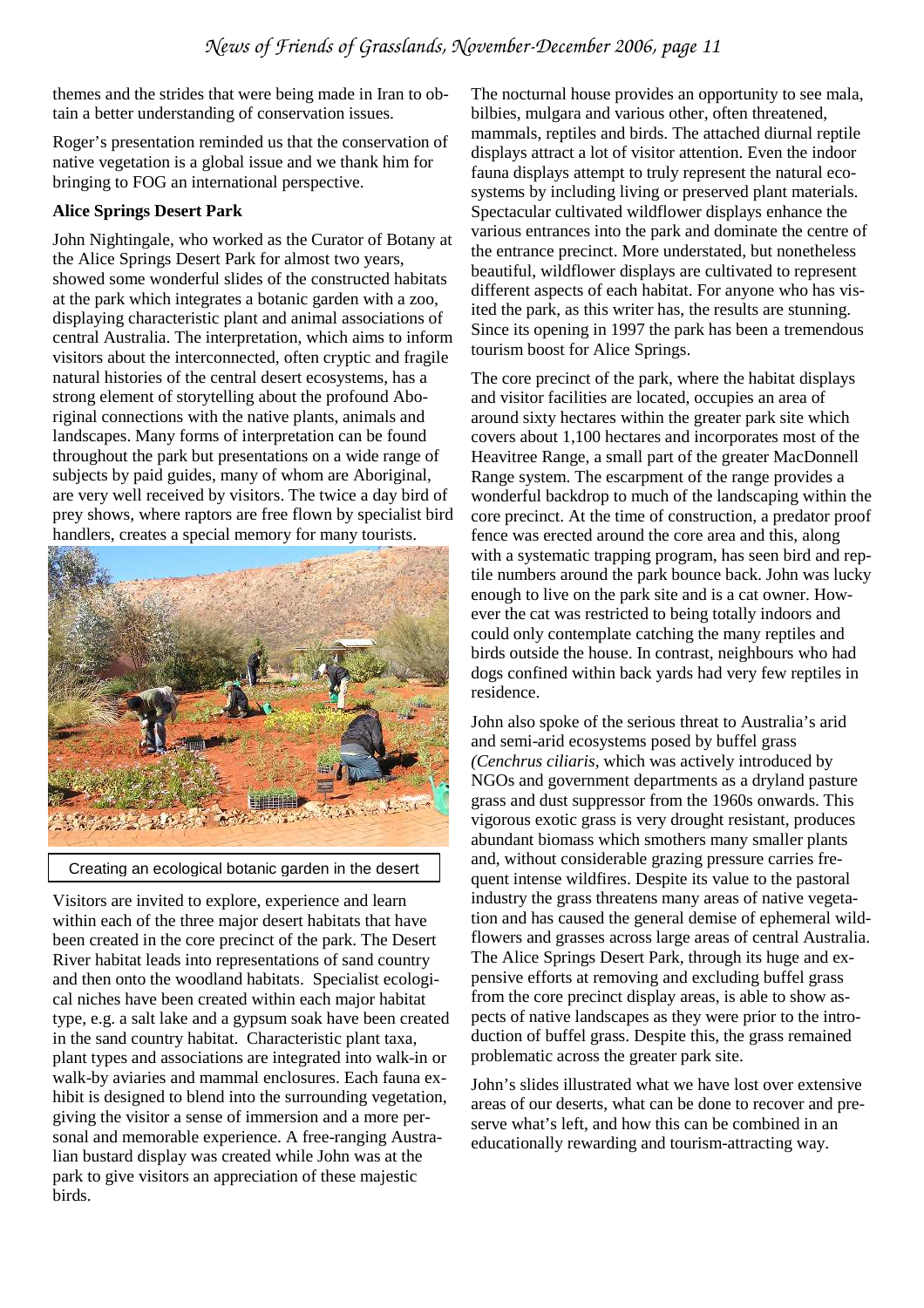themes and the strides that were being made in Iran to obtain a better understanding of conservation issues.

Roger's presentation reminded us that the conservation of native vegetation is a global issue and we thank him for bringing to FOG an international perspective.

**Alice Springs Desert Park**

John Nightingale, who worked as the Curator of Botany at the Alice Springs Desert Park for almost two years, showed some wonderful slides of the constructed habitats at the park which integrates a botanic garden with a zoo, displaying characteristic plant and animal associations of central Australia. The interpretation, which aims to inform visitors about the interconnected, often cryptic and fragile natural histories of the central desert ecosystems, has a strong element of storytelling about the profound Aboriginal connections with the native plants, animals and landscapes. Many forms of interpretation can be found throughout the park but presentations on a wide range of subjects by paid guides, many of whom are Aboriginal, are very well received by visitors. The twice a day bird of prey shows, where raptors are free flown by specialist bird handlers, creates a special memory for many tourists.

Creating an ecological botanic garden in the desert

Visitors are invited to explore, experience and learn within each of the three major desert habitats that have been created in the core precinct of the park. The Desert River habitat leads into representations of sand country and then onto the woodland habitats. Specialist ecological niches have been created within each major habitat type, e.g. a salt lake and a gypsum soak have been created in the sand country habitat. Characteristic plant taxa, plant types and associations are integrated into walk-in or walk-by aviaries and mammal enclosures. Each fauna exhibit is designed to blend into the surrounding vegetation, giving the visitor a sense of immersion and a more personal and memorable experience. A free-ranging Australian bustard display was created while John was at the park to give visitors an appreciation of these majestic birds.

The nocturnal house provides an opportunity to see mala, bilbies, mulgara and various other, often threatened, mammals, reptiles and birds. The attached diurnal reptile displays attract a lot of visitor attention. Even the indoor fauna displays attempt to truly represent the natural ecosystems by including living or preserved plant materials. Spectacular cultivated wildflower displays enhance the various entrances into the park and dominate the centre of the entrance precinct. More understated, but nonetheless beautiful, wildflower displays are cultivated to represent different aspects of each habitat. For anyone who has visited the park, as this writer has, the results are stunning. Since its opening in 1997 the park has been a tremendous tourism boost for Alice Springs.

The core precinct of the park, where the habitat displays and visitor facilities are located, occupies an area of around sixty hectares within the greater park site which covers about 1,100 hectares and incorporates most of the Heavitree Range, a small part of the greater MacDonnell Range system. The escarpment of the range provides a wonderful backdrop to much of the landscaping within the core precinct. At the time of construction, a predator proof fence was erected around the core area and this, along with a systematic trapping program, has seen bird and reptile numbers around the park bounce back. John was lucky enough to live on the park site and is a cat owner. However the cat was restricted to being totally indoors and could only contemplate catching the many reptiles and birds outside the house. In contrast, neighbours who had dogs confined within back yards had very few reptiles in residence.

John also spoke of the serious threat to Australia's arid and semi-arid ecosystems posed by buffel grass *(Cenchrus ciliaris*, which was actively introduced by NGOs and government departments as a dryland pasture grass and dust suppressor from the 1960s onwards. This vigorous exotic grass is very drought resistant, produces abundant biomass which smothers many smaller plants and, without considerable grazing pressure carries frequent intense wildfires. Despite its value to the pastoral industry the grass threatens many areas of native vegetation and has caused the general demise of ephemeral wildflowers and grasses across large areas of central Australia. The Alice Springs Desert Park, through its huge and expensive efforts at removing and excluding buffel grass from the core precinct display areas, is able to show aspects of native landscapes as they were prior to the introduction of buffel grass. Despite this, the grass remained problematic across the greater park site.

John's slides illustrated what we have lost over extensive areas of our deserts, what can be done to recover and preserve what's left, and how this can be combined in an educationally rewarding and tourism-attracting way.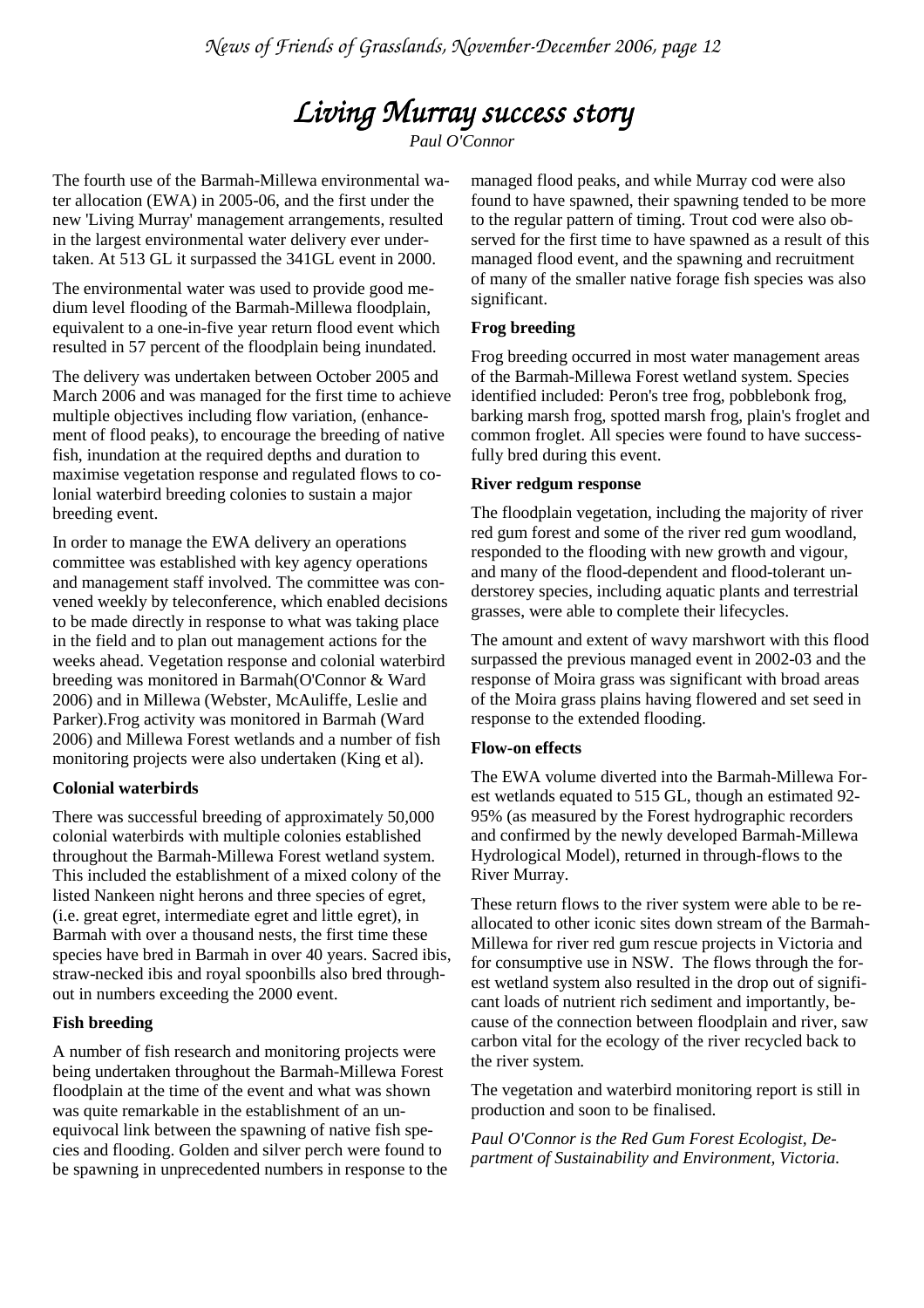# Living Murray success story

*Paul O'Connor*

The fourth use of the Barmah-Millewa environmental water allocation (EWA) in 2005-06, and the first under the new 'Living Murray' management arrangements, resulted in the largest environmental water delivery ever undertaken. At 513 GL it surpassed the 341GL event in 2000.

The environmental water was used to provide good medium level flooding of the Barmah-Millewa floodplain, equivalent to a one-in-five year return flood event which resulted in 57 percent of the floodplain being inundated.

The delivery was undertaken between October 2005 and March 2006 and was managed for the first time to achieve multiple objectives including flow variation, (enhancement of flood peaks), to encourage the breeding of native fish, inundation at the required depths and duration to maximise vegetation response and regulated flows to colonial waterbird breeding colonies to sustain a major breeding event.

In order to manage the EWA delivery an operations committee was established with key agency operations and management staff involved. The committee was convened weekly by teleconference, which enabled decisions to be made directly in response to what was taking place in the field and to plan out management actions for the weeks ahead. Vegetation response and colonial waterbird breeding was monitored in Barmah(O'Connor & Ward 2006) and in Millewa (Webster, McAuliffe, Leslie and Parker).Frog activity was monitored in Barmah (Ward 2006) and Millewa Forest wetlands and a number of fish monitoring projects were also undertaken (King et al).

**Colonial waterbirds**

There was successful breeding of approximately 50,000 colonial waterbirds with multiple colonies established throughout the Barmah-Millewa Forest wetland system. This included the establishment of a mixed colony of the listed Nankeen night herons and three species of egret, (i.e. great egret, intermediate egret and little egret), in Barmah with over a thousand nests, the first time these species have bred in Barmah in over 40 years. Sacred ibis, straw-necked ibis and royal spoonbills also bred throughout in numbers exceeding the 2000 event.

**Fish breeding**

A number of fish research and monitoring projects were being undertaken throughout the Barmah-Millewa Forest floodplain at the time of the event and what was shown was quite remarkable in the establishment of an unequivocal link between the spawning of native fish species and flooding. Golden and silver perch were found to be spawning in unprecedented numbers in response to the managed flood peaks, and while Murray cod were also found to have spawned, their spawning tended to be more to the regular pattern of timing. Trout cod were also observed for the first time to have spawned as a result of this managed flood event, and the spawning and recruitment of many of the smaller native forage fish species was also significant.

**Frog breeding**

Frog breeding occurred in most water management areas of the Barmah-Millewa Forest wetland system. Species identified included: Peron's tree frog, pobblebonk frog, barking marsh frog, spotted marsh frog, plain's froglet and common froglet. All species were found to have successfully bred during this event.

**River redgum response**

The floodplain vegetation, including the majority of river red gum forest and some of the river red gum woodland, responded to the flooding with new growth and vigour, and many of the flood-dependent and flood-tolerant understorey species, including aquatic plants and terrestrial grasses, were able to complete their lifecycles.

The amount and extent of wavy marshwort with this flood surpassed the previous managed event in 2002-03 and the response of Moira grass was significant with broad areas of the Moira grass plains having flowered and set seed in response to the extended flooding.

**Flow-on effects**

The EWA volume diverted into the Barmah-Millewa Forest wetlands equated to 515 GL, though an estimated 92-95% (as measured by the Forest hydrographic recorders and confirmed by the newly developed Barmah-Millewa Hydrological Model), returned in through-flows to the River Murray.

These return flows to the river system were able to be reallocated to other iconic sites down stream of the Barmah-Millewa for river red gum rescue projects in Victoria and for consumptive use in NSW. The flows through the forest wetland system also resulted in the drop out of significant loads of nutrient rich sediment and importantly, because of the connection between floodplain and river, saw carbon vital for the ecology of the river recycled back to the river system.

The vegetation and waterbird monitoring report is still in production and soon to be finalised.

*Paul O'Connor is the Red Gum Forest Ecologist, Department of Sustainability and Environment, Victoria.*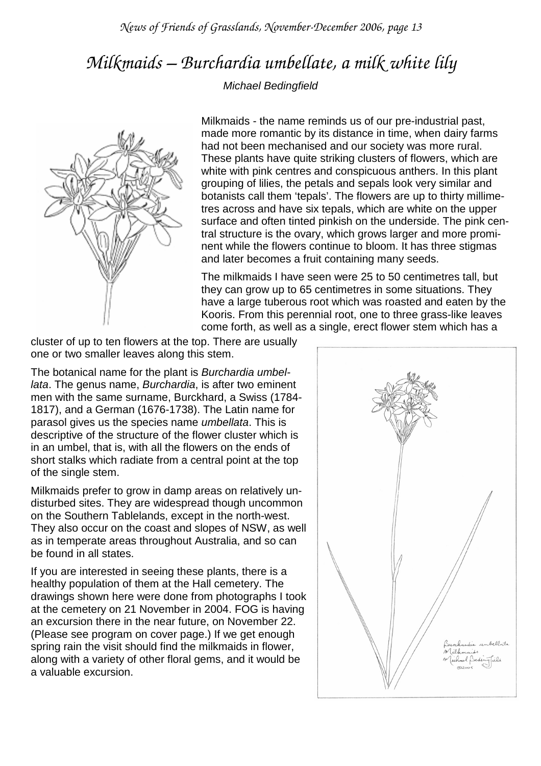# *Milkmaids – Burchardia umbellate, a milk white lily*

*Michael Bedingfield*

Milkmaids - the name reminds us of our pre-industrial past, made more romantic by its distance in time, when dairy farms had not been mechanised and our society was more rural. These plants have quite striking clusters of flowers, which are white with pink centres and conspicuous anthers. In this plant grouping of lilies, the petals and sepals look very similar and botanists call them 'tepals'. The flowers are up to thirty millimetres across and have six tepals, which are white on the upper surface and often tinted pinkish on the underside. The pink central structure is the ovary, which grows larger and more prominent while the flowers continue to bloom. It has three stigmas and later becomes a fruit containing many seeds.

The milkmaids I have seen were 25 to 50 centimetres tall, but they can grow up to 65 centimetres in some situations. They have a large tuberous root which was roasted and eaten by the Kooris. From this perennial root, one to three grass-like leaves come forth, as well as a single, erect flower stem which has a cluster of up to ten flowers at the top. There are usually one or two smaller leaves along this stem.

The botanical name for the plant is *Burchardia umbellata*. The genus name, *Burchardia*, is after two eminent men with the same surname, Burckhard, a Swiss (1784-1817), and a German (1676-1738). The Latin name for parasol gives us the species name *umbellata*. This is descriptive of the structure of the flower cluster which is in an umbel, that is, with all the flowers on the ends of short stalks which radiate from a central point at the top of the single stem.

Milkmaids prefer to grow in damp areas on relatively undisturbed sites. They are widespread though uncommon on the Southern Tablelands, except in the north-west. They also occur on the coast and slopes of NSW, as well as in temperate areas throughout Australia, and so can be found in all states.

If you are interested in seeing these plants, there is a healthy population of them at the Hall cemetery. The drawings shown here were done from photographs I took at the cemetery on 21 November in 2004. FOG is having an excursion there in the near future, on November 22. (Please see program on cover page.) If we get enough spring rain the visit should find the milkmaids in flower, along with a variety of other floral gems, and it would be a valuable excursion.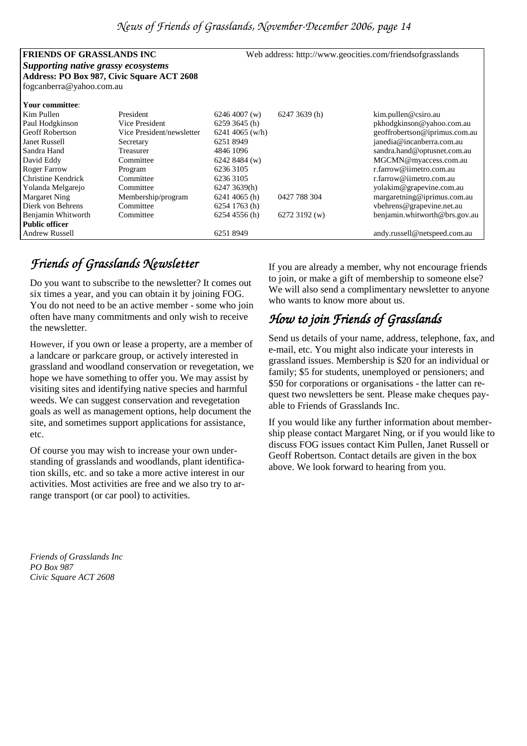**FRIENDS OF GRASSLANDS INC**

***Supporting native grassy ecosystems***

**Address: PO Box 987, Civic Square ACT 2608**

fogcanberra@yahoo.com.au

Web address: http://www.geocities.com/friendsofgrasslands

**Your committee**:

| | | | | |
|---|---|---|---|---|
| Kim Pullen | President | 6246 4007 (w) | 6247 3639 (h) | kim.pullen@csiro.au |
| Paul Hodgkinson | Vice President | 6259 3645 (h) | | pkhodgkinson@yahoo.com.au |
| Geoff Robertson | Vice President/newsletter | 6241 4065 (w/h) | | geoffrobertson@iprimus.com.au |
| Janet Russell | Secretary | 6251 8949 | | janedia@incanberra.com.au |
| Sandra Hand | Treasurer | 4846 1096 | | sandra.hand@optusnet.com.au |
| David Eddy | Committee | 6242 8484 (w) | | MGCMN@myaccess.com.au |
| Roger Farrow | Program | 6236 3105 | | r.farrow@iimetro.com.au |
| Christine Kendrick | Committee | 6236 3105 | | r.farrow@iimetro.com.au |
| Yolanda Melgarejo | Committee | 6247 3639(h) | | yolakim@grapevine.com.au |
| Margaret Ning | Membership/program | 6241 4065 (h) | 0427 788 304 | margaretning@iprimus.com.au |
| Dierk von Behrens | Committee | 6254 1763 (h) | | vbehrens@grapevine.net.au |
| Benjamin Whitworth | Committee | 6254 4556 (h) | 6272 3192 (w) | benjamin.whitworth@brs.gov.au |
| **Public officer** | | | | |
| Andrew Russell | | 6251 8949 | | andy.russell@netspeed.com.au |

## *Friends of Grasslands Newsletter*

Do you want to subscribe to the newsletter? It comes out six times a year, and you can obtain it by joining FOG. You do not need to be an active member - some who join often have many commitments and only wish to receive the newsletter.

However, if you own or lease a property, are a member of a landcare or parkcare group, or actively interested in grassland and woodland conservation or revegetation, we hope we have something to offer you. We may assist by visiting sites and identifying native species and harmful weeds. We can suggest conservation and revegetation goals as well as management options, help document the site, and sometimes support applications for assistance, etc.

Of course you may wish to increase your own understanding of grasslands and woodlands, plant identification skills, etc. and so take a more active interest in our activities. Most activities are free and we also try to arrange transport (or car pool) to activities.

If you are already a member, why not encourage friends to join, or make a gift of membership to someone else? We will also send a complimentary newsletter to anyone who wants to know more about us.

## *How to join Friends of Grasslands*

Send us details of your name, address, telephone, fax, and e-mail, etc. You might also indicate your interests in grassland issues. Membership is $20 for an individual or family; $5 for students, unemployed or pensioners; and $50 for corporations or organisations - the latter can request two newsletters be sent. Please make cheques payable to Friends of Grasslands Inc.

If you would like any further information about membership please contact Margaret Ning, or if you would like to discuss FOG issues contact Kim Pullen, Janet Russell or Geoff Robertson. Contact details are given in the box above. We look forward to hearing from you.

*Friends of Grasslands Inc*
*PO Box 987*
*Civic Square ACT 2608*